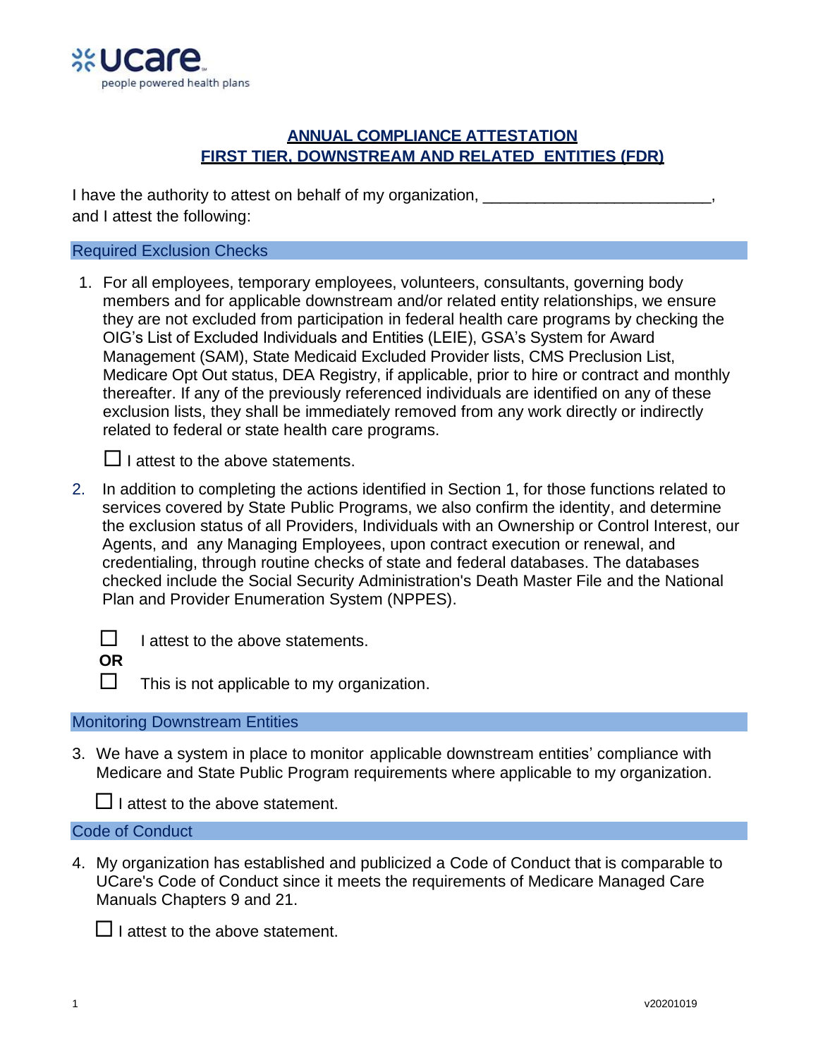**ucare**
people powered health plans

# ANNUAL COMPLIANCE ATTESTATION
# FIRST TIER, DOWNSTREAM AND RELATED ENTITIES (FDR)

I have the authority to attest on behalf of my organization, _________________________, and I attest the following:

## Required Exclusion Checks

1. For all employees, temporary employees, volunteers, consultants, governing body members and for applicable downstream and/or related entity relationships, we ensure they are not excluded from participation in federal health care programs by checking the OIG's List of Excluded Individuals and Entities (LEIE), GSA's System for Award Management (SAM), State Medicaid Excluded Provider lists, CMS Preclusion List, Medicare Opt Out status, DEA Registry, if applicable, prior to hire or contract and monthly thereafter. If any of the previously referenced individuals are identified on any of these exclusion lists, they shall be immediately removed from any work directly or indirectly related to federal or state health care programs.

   ☐ I attest to the above statements.

2. In addition to completing the actions identified in Section 1, for those functions related to services covered by State Public Programs, we also confirm the identity, and determine the exclusion status of all Providers, Individuals with an Ownership or Control Interest, our Agents, and any Managing Employees, upon contract execution or renewal, and credentialing, through routine checks of state and federal databases. The databases checked include the Social Security Administration's Death Master File and the National Plan and Provider Enumeration System (NPPES).

   ☐ I attest to the above statements.

   **OR**

   ☐ This is not applicable to my organization.

## Monitoring Downstream Entities

3. We have a system in place to monitor applicable downstream entities' compliance with Medicare and State Public Program requirements where applicable to my organization.

   ☐ I attest to the above statement.

## Code of Conduct

4. My organization has established and publicized a Code of Conduct that is comparable to UCare's Code of Conduct since it meets the requirements of Medicare Managed Care Manuals Chapters 9 and 21.

   ☐ I attest to the above statement.

v20201019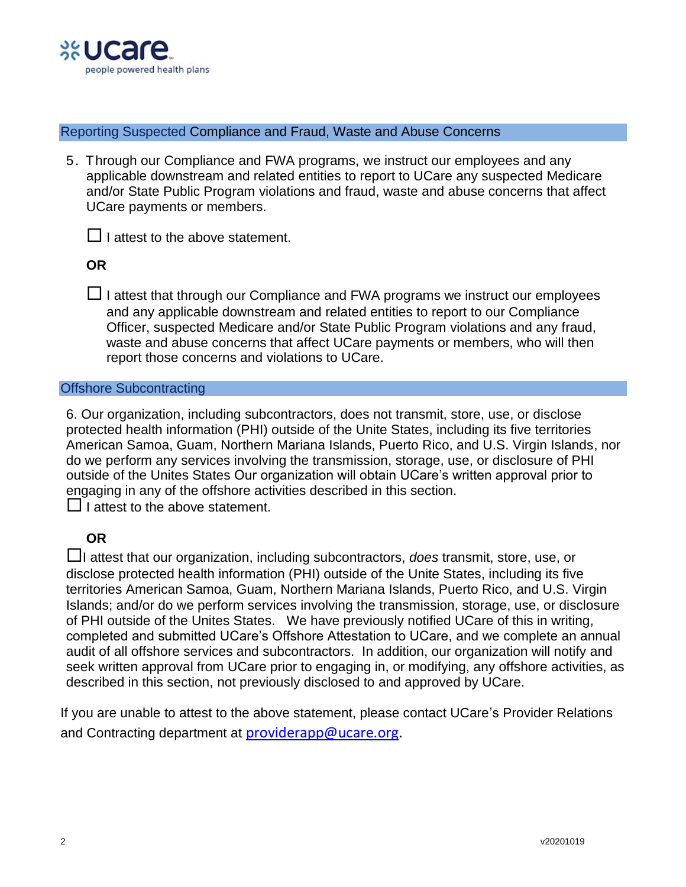## Reporting Suspected Compliance and Fraud, Waste and Abuse Concerns

5. Through our Compliance and FWA programs, we instruct our employees and any applicable downstream and related entities to report to UCare any suspected Medicare and/or State Public Program violations and fraud, waste and abuse concerns that affect UCare payments or members.

   ☐ I attest to the above statement.

   **OR**

   ☐ I attest that through our Compliance and FWA programs we instruct our employees and any applicable downstream and related entities to report to our Compliance Officer, suspected Medicare and/or State Public Program violations and any fraud, waste and abuse concerns that affect UCare payments or members, who will then report those concerns and violations to UCare.

## Offshore Subcontracting

6. Our organization, including subcontractors, does not transmit, store, use, or disclose protected health information (PHI) outside of the Unite States, including its five territories American Samoa, Guam, Northern Mariana Islands, Puerto Rico, and U.S. Virgin Islands, nor do we perform any services involving the transmission, storage, use, or disclosure of PHI outside of the Unites States Our organization will obtain UCare's written approval prior to engaging in any of the offshore activities described in this section.

☐ I attest to the above statement.

**OR**

☐I attest that our organization, including subcontractors, *does* transmit, store, use, or disclose protected health information (PHI) outside of the Unite States, including its five territories American Samoa, Guam, Northern Mariana Islands, Puerto Rico, and U.S. Virgin Islands; and/or do we perform services involving the transmission, storage, use, or disclosure of PHI outside of the Unites States. We have previously notified UCare of this in writing, completed and submitted UCare's Offshore Attestation to UCare, and we complete an annual audit of all offshore services and subcontractors. In addition, our organization will notify and seek written approval from UCare prior to engaging in, or modifying, any offshore activities, as described in this section, not previously disclosed to and approved by UCare.

If you are unable to attest to the above statement, please contact UCare's Provider Relations and Contracting department at providerapp@ucare.org.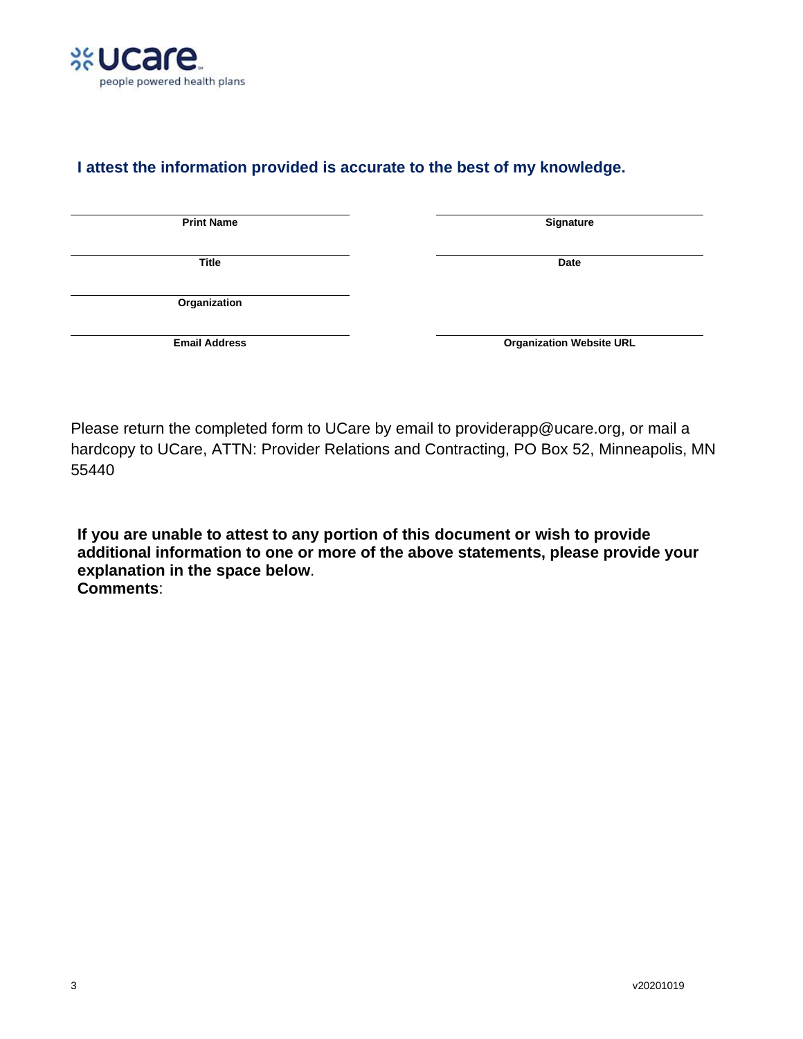**I attest the information provided is accurate to the best of my knowledge.**

| | |
|---|---|
| **Print Name** | **Signature** |
| **Title** | **Date** |
| **Organization** | |
| **Email Address** | **Organization Website URL** |

Please return the completed form to UCare by email to providerapp@ucare.org, or mail a hardcopy to UCare, ATTN: Provider Relations and Contracting, PO Box 52, Minneapolis, MN 55440

**If you are unable to attest to any portion of this document or wish to provide additional information to one or more of the above statements, please provide your explanation in the space below.**
**Comments**:

v20201019